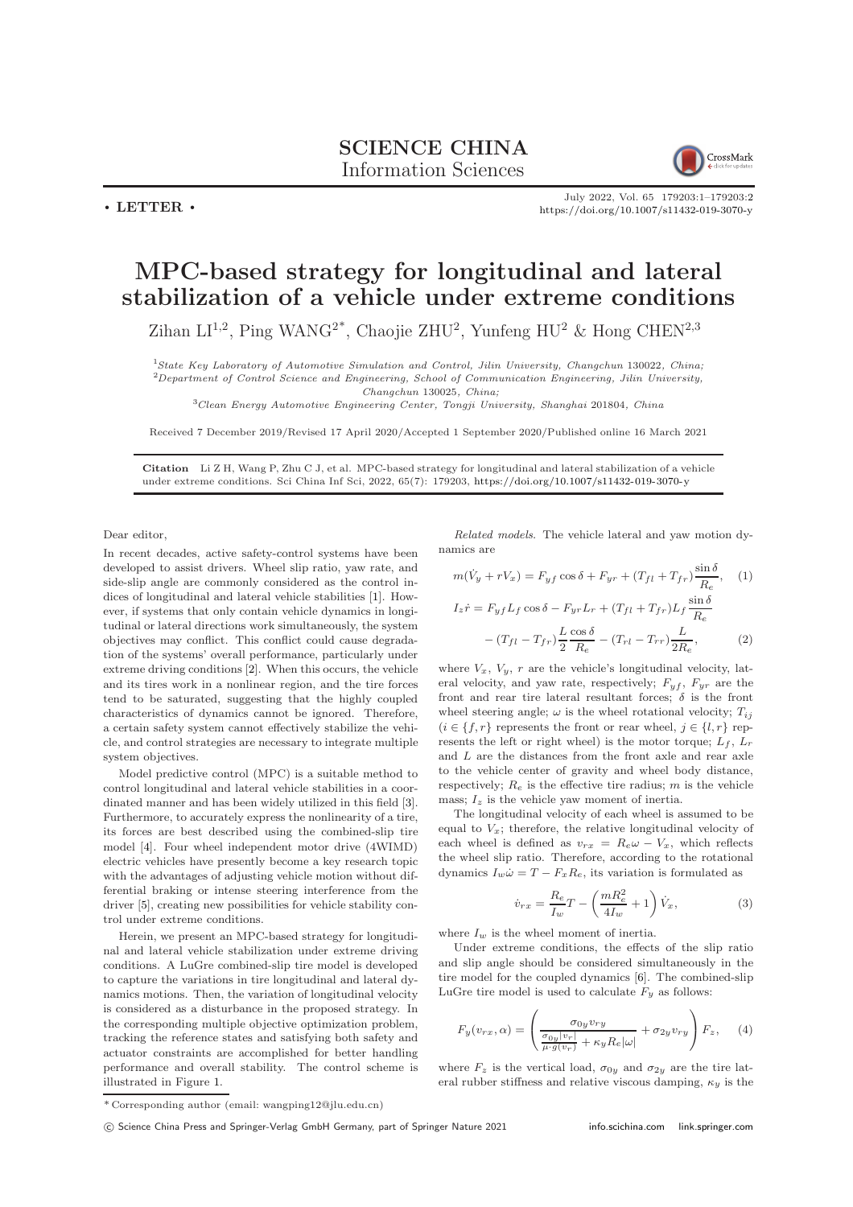# SCIENCE CHINA Information Sciences

• LETTER •

# MPC-based strategy for longitudinal and lateral stabilization of a vehicle under extreme conditions

Zihan LI[1,2], Ping WANG[2*], Chaojie ZHU[2], Yunfeng HU[2] & Hong CHEN[2,3]

[1]State Key Laboratory of Automotive Simulation and Control, Jilin University, Changchun 130022, China;
[2]Department of Control Science and Engineering, School of Communication Engineering, Jilin University, Changchun 130025, China;
[3]Clean Energy Automotive Engineering Center, Tongji University, Shanghai 201804, China

Received 7 December 2019/Revised 17 April 2020/Accepted 1 September 2020/Published online 16 March 2021

**Citation** Li Z H, Wang P, Zhu C J, et al. MPC-based strategy for longitudinal and lateral stabilization of a vehicle under extreme conditions. Sci China Inf Sci, 2022, 65(7): 179203, https://doi.org/10.1007/s11432-019-3070-y

Dear editor,

In recent decades, active safety-control systems have been developed to assist drivers. Wheel slip ratio, yaw rate, and side-slip angle are commonly considered as the control indices of longitudinal and lateral vehicle stabilities [1]. However, if systems that only contain vehicle dynamics in longitudinal or lateral directions work simultaneously, the system objectives may conflict. This conflict could cause degradation of the systems' overall performance, particularly under extreme driving conditions [2]. When this occurs, the vehicle and its tires work in a nonlinear region, and the tire forces tend to be saturated, suggesting that the highly coupled characteristics of dynamics cannot be ignored. Therefore, a certain safety system cannot effectively stabilize the vehicle, and control strategies are necessary to integrate multiple system objectives.

Model predictive control (MPC) is a suitable method to control longitudinal and lateral vehicle stabilities in a coordinated manner and has been widely utilized in this field [3]. Furthermore, to accurately express the nonlinearity of a tire, its forces are best described using the combined-slip tire model [4]. Four wheel independent motor drive (4WIMD) electric vehicles have presently become a key research topic with the advantages of adjusting vehicle motion without differential braking or intense steering interference from the driver [5], creating new possibilities for vehicle stability control under extreme conditions.

Herein, we present an MPC-based strategy for longitudinal and lateral vehicle stabilization under extreme driving conditions. A LuGre combined-slip tire model is developed to capture the variations in tire longitudinal and lateral dynamics motions. Then, the variation of longitudinal velocity is considered as a disturbance in the proposed strategy. In the corresponding multiple objective optimization problem, tracking the reference states and satisfying both safety and actuator constraints are accomplished for better handling performance and overall stability. The control scheme is illustrated in Figure 1.

*Related models.* The vehicle lateral and yaw motion dynamics are

$$m(\dot{V}_y + rV_x) = F_{yf}\cos\delta + F_{yr} + (T_{fl} + T_{fr})\frac{\sin\delta}{R_e}, \quad (1)$$

$$I_z\dot{r} = F_{yf}L_f\cos\delta - F_{yr}L_r + (T_{fl} + T_{fr})L_f\frac{\sin\delta}{R_e} - (T_{fl} - T_{fr})\frac{L}{2}\frac{\cos\delta}{R_e} - (T_{rl} - T_{rr})\frac{L}{2R_e}, \quad (2)$$

where $V_x$, $V_y$, $r$ are the vehicle's longitudinal velocity, lateral velocity, and yaw rate, respectively; $F_{yf}$, $F_{yr}$ are the front and rear tire lateral resultant forces; $\delta$ is the front wheel steering angle; $\omega$ is the wheel rotational velocity; $T_{ij}$ ($i \in \{f, r\}$ represents the front or rear wheel, $j \in \{l, r\}$ represents the left or right wheel) is the motor torque; $L_f$, $L_r$ and $L$ are the distances from the front axle and rear axle to the vehicle center of gravity and wheel body distance, respectively; $R_e$ is the effective tire radius; $m$ is the vehicle mass; $I_z$ is the vehicle yaw moment of inertia.

The longitudinal velocity of each wheel is assumed to be equal to $V_x$; therefore, the relative longitudinal velocity of each wheel is defined as $v_{rx} = R_e\omega - V_x$, which reflects the wheel slip ratio. Therefore, according to the rotational dynamics $I_w\dot{\omega} = T - F_xR_e$, its variation is formulated as

$$\dot{v}_{rx} = \frac{R_e}{I_w}T - \left(\frac{mR_e^2}{4I_w} + 1\right)\dot{V}_x, \quad (3)$$

where $I_w$ is the wheel moment of inertia.

Under extreme conditions, the effects of the slip ratio and slip angle should be considered simultaneously in the tire model for the coupled dynamics [6]. The combined-slip LuGre tire model is used to calculate $F_y$ as follows:

$$F_y(v_{rx}, \alpha) = \left(\frac{\sigma_{0y}v_{ry}}{\frac{\sigma_{0y}|v_r|}{\mu\cdot g(v_r)} + \kappa_y R_e|\omega|} + \sigma_{2y}v_{ry}\right)F_z, \quad (4)$$

where $F_z$ is the vertical load, $\sigma_{0y}$ and $\sigma_{2y}$ are the tire lateral rubber stiffness and relative viscous damping, $\kappa_y$ is the

* Corresponding author (email: wangping12@jlu.edu.cn)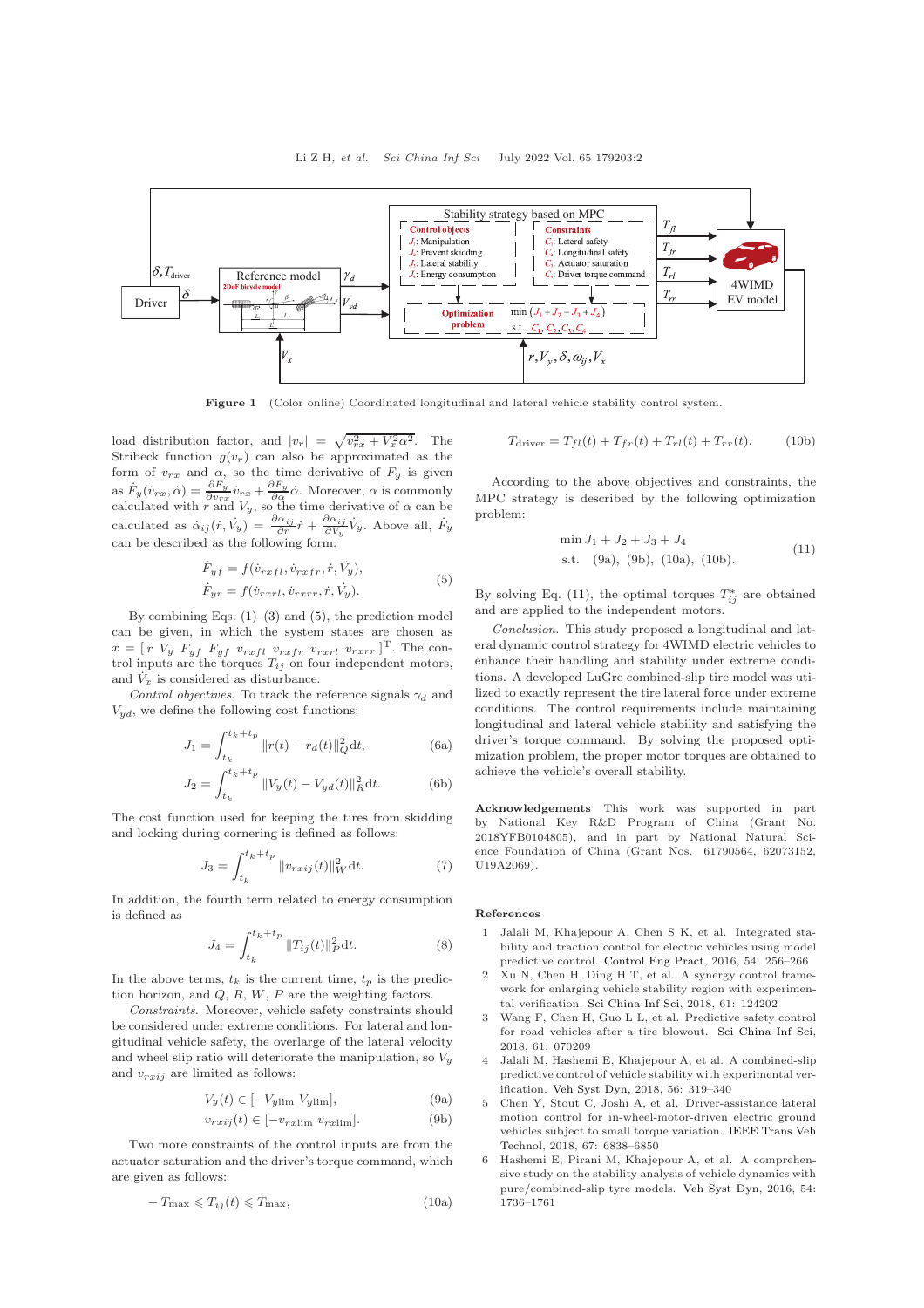Stability strategy based on MPC

Control objects
$J_1$: Manipulation
$J_2$: Prevent skidding
$J_3$: Lateral stability
$J_4$: Energy consumption

Constraints
$C_1$: Lateral safety
$C_2$: Longitudinal safety
$C_3$: Actuator saturation
$C_4$: Driver torque command

Optimization problem
$\min (J_1+J_2+J_3+J_4)$
s.t. $C_1, C_2, C_3, C_4$

Driver
$\delta, T_{\text{driver}}$
$\delta$
Reference model
2DoF bicycle model
$\gamma_d$
$V_{yd}$
$V_x$
$T_{fl}$
$T_{fr}$
$T_{rl}$
$T_{rr}$
4WIMD EV model
$r, V_y, \delta, \omega_{ij}, V_x$

**Figure 1** (Color online) Coordinated longitudinal and lateral vehicle stability control system.

load distribution factor, and $|v_r| = \sqrt{v_{rx}^2 + V_x^2\alpha^2}$. The Stribeck function $g(v_r)$ can also be approximated as the form of $v_{rx}$ and $\alpha$, so the time derivative of $F_y$ is given as $\dot{F}_y(\dot{v}_{rx}, \dot{\alpha}) = \frac{\partial F_y}{\partial v_{rx}}\dot{v}_{rx} + \frac{\partial F_y}{\partial \alpha}\dot{\alpha}$. Moreover, $\alpha$ is commonly calculated with $r$ and $V_y$, so the time derivative of $\alpha$ can be calculated as $\dot{\alpha}_{ij}(\dot{r}, \dot{V}_y) = \frac{\partial \alpha_{ij}}{\partial r}\dot{r} + \frac{\partial \alpha_{ij}}{\partial V_y}\dot{V}_y$. Above all, $\dot{F}_y$ can be described as the following form:

$$
\begin{aligned}
\dot{F}_{yf} &= f(\dot{v}_{rxfl}, \dot{v}_{rxfr}, \dot{r}, \dot{V}_y), \\
\dot{F}_{yr} &= f(\dot{v}_{rxrl}, \dot{v}_{rxrr}, \dot{r}, \dot{V}_y).
\end{aligned}
\tag{5}
$$

By combining Eqs. (1)–(3) and (5), the prediction model can be given, in which the system states are chosen as $x = [\, r \;\, V_y \;\, F_{yf} \;\, F_{yf} \;\, v_{rxfl} \;\, v_{rxfr} \;\, v_{rxrl} \;\, v_{rxrr}\,]^{\mathrm{T}}$. The control inputs are the torques $T_{ij}$ on four independent motors, and $\dot{V}_x$ is considered as disturbance.

*Control objectives*. To track the reference signals $\gamma_d$ and $V_{yd}$, we define the following cost functions:

$$
J_1 = \int_{t_k}^{t_k+t_p} \|r(t) - r_d(t)\|_Q^2 \mathrm{d}t, \tag{6a}
$$

$$
J_2 = \int_{t_k}^{t_k+t_p} \|V_y(t) - V_{yd}(t)\|_R^2 \mathrm{d}t. \tag{6b}
$$

The cost function used for keeping the tires from skidding and locking during cornering is defined as follows:

$$
J_3 = \int_{t_k}^{t_k+t_p} \|v_{rxij}(t)\|_W^2 \mathrm{d}t. \tag{7}
$$

In addition, the fourth term related to energy consumption is defined as

$$
J_4 = \int_{t_k}^{t_k+t_p} \|T_{ij}(t)\|_P^2 \mathrm{d}t. \tag{8}
$$

In the above terms, $t_k$ is the current time, $t_p$ is the prediction horizon, and $Q$, $R$, $W$, $P$ are the weighting factors.

*Constraints*. Moreover, vehicle safety constraints should be considered under extreme conditions. For lateral and longitudinal vehicle safety, the overlarge of the lateral velocity and wheel slip ratio will deteriorate the manipulation, so $V_y$ and $v_{rxij}$ are limited as follows:

$$
V_y(t) \in [-V_{y\text{lim}} \;\, V_{y\text{lim}}], \tag{9a}
$$

$$
v_{rxij}(t) \in [-v_{rx\text{lim}} \;\, v_{rx\text{lim}}]. \tag{9b}
$$

Two more constraints of the control inputs are from the actuator saturation and the driver's torque command, which are given as follows:

$$
-T_{\max} \leqslant T_{ij}(t) \leqslant T_{\max}, \tag{10a}
$$

$$
T_{\text{driver}} = T_{fl}(t) + T_{fr}(t) + T_{rl}(t) + T_{rr}(t). \tag{10b}
$$

According to the above objectives and constraints, the MPC strategy is described by the following optimization problem:

$$
\begin{aligned}
&\min J_1 + J_2 + J_3 + J_4 \\
&\text{s.t.} \quad \text{(9a), (9b), (10a), (10b)}.
\end{aligned}
\tag{11}
$$

By solving Eq. (11), the optimal torques $T_{ij}^*$ are obtained and are applied to the independent motors.

*Conclusion*. This study proposed a longitudinal and lateral dynamic control strategy for 4WIMD electric vehicles to enhance their handling and stability under extreme conditions. A developed LuGre combined-slip tire model was utilized to exactly represent the tire lateral force under extreme conditions. The control requirements include maintaining longitudinal and lateral vehicle stability and satisfying the driver's torque command. By solving the proposed optimization problem, the proper motor torques are obtained to achieve the vehicle's overall stability.

**Acknowledgements** This work was supported in part by National Key R&D Program of China (Grant No. 2018YFB0104805), and in part by National Natural Science Foundation of China (Grant Nos. 61790564, 62073152, U19A2069).

## References

1. Jalali M, Khajepour A, Chen S K, et al. Integrated stability and traction control for electric vehicles using model predictive control. Control Eng Pract, 2016, 54: 256–266
2. Xu N, Chen H, Ding H T, et al. A synergy control framework for enlarging vehicle stability region with experimental verification. Sci China Inf Sci, 2018, 61: 124202
3. Wang F, Chen H, Guo L L, et al. Predictive safety control for road vehicles after a tire blowout. Sci China Inf Sci, 2018, 61: 070209
4. Jalali M, Hashemi E, Khajepour A, et al. A combined-slip predictive control of vehicle stability with experimental verification. Veh Syst Dyn, 2018, 56: 319–340
5. Chen Y, Stout C, Joshi A, et al. Driver-assistance lateral motion control for in-wheel-motor-driven electric ground vehicles subject to small torque variation. IEEE Trans Veh Technol, 2018, 67: 6838–6850
6. Hashemi E, Pirani M, Khajepour A, et al. A comprehensive study on the stability analysis of vehicle dynamics with pure/combined-slip tyre models. Veh Syst Dyn, 2016, 54: 1736–1761